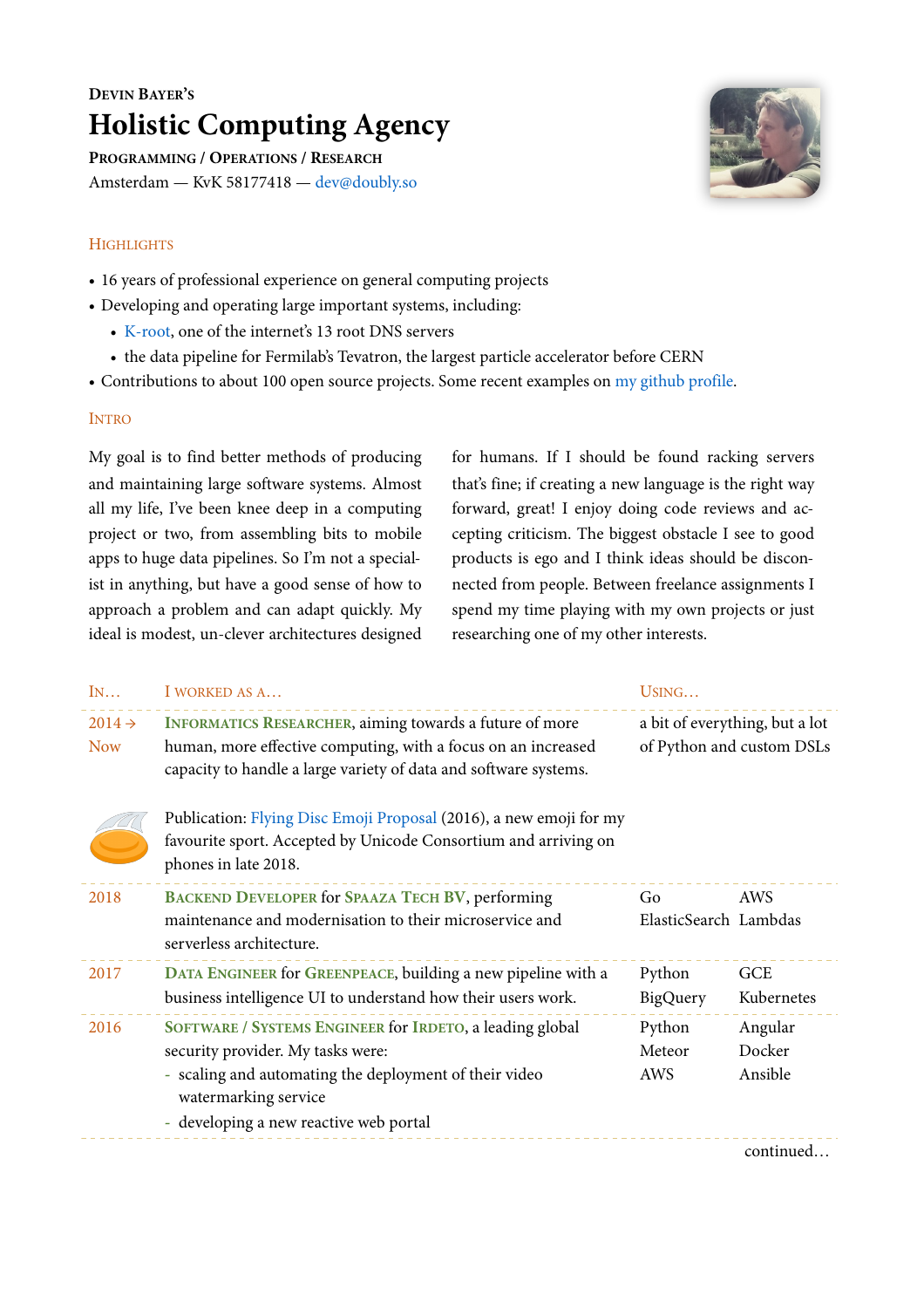**Devin Bayer's**

# Holistic Computing Agency

**Programming / Operations / Research**

Amsterdam — KvK 58177418 — dev@doubly.so

## Highlights

- 16 years of professional experience on general computing projects
- Developing and operating large important systems, including:
  - K-root, one of the internet's 13 root DNS servers
  - the data pipeline for Fermilab's Tevatron, the largest particle accelerator before CERN
- Contributions to about 100 open source projects. Some recent examples on my github profile.

## Intro

My goal is to find better methods of producing and maintaining large software systems. Almost all my life, I've been knee deep in a computing project or two, from assembling bits to mobile apps to huge data pipelines. So I'm not a specialist in anything, but have a good sense of how to approach a problem and can adapt quickly. My ideal is modest, un-clever architectures designed for humans. If I should be found racking servers that's fine; if creating a new language is the right way forward, great! I enjoy doing code reviews and accepting criticism. The biggest obstacle I see to good products is ego and I think ideas should be disconnected from people. Between freelance assignments I spend my time playing with my own projects or just researching one of my other interests.

| In… | I worked as a… | Using… | |
|---|---|---|---|
| 2014 → Now | **Informatics Researcher**, aiming towards a future of more human, more effective computing, with a focus on an increased capacity to handle a large variety of data and software systems.<br><br>Publication: Flying Disc Emoji Proposal (2016), a new emoji for my favourite sport. Accepted by Unicode Consortium and arriving on phones in late 2018. | a bit of everything, but a lot of Python and custom DSLs | |
| 2018 | **Backend Developer** for **Spaaza Tech BV**, performing maintenance and modernisation to their microservice and serverless architecture. | Go<br>ElasticSearch | AWS<br>Lambdas |
| 2017 | **Data Engineer** for **Greenpeace**, building a new pipeline with a business intelligence UI to understand how their users work. | Python<br>BigQuery | GCE<br>Kubernetes |
| 2016 | **Software / Systems Engineer** for **Irdeto**, a leading global security provider. My tasks were:<br>- scaling and automating the deployment of their video watermarking service<br>- developing a new reactive web portal | Python<br>Meteor<br>AWS | Angular<br>Docker<br>Ansible |

continued…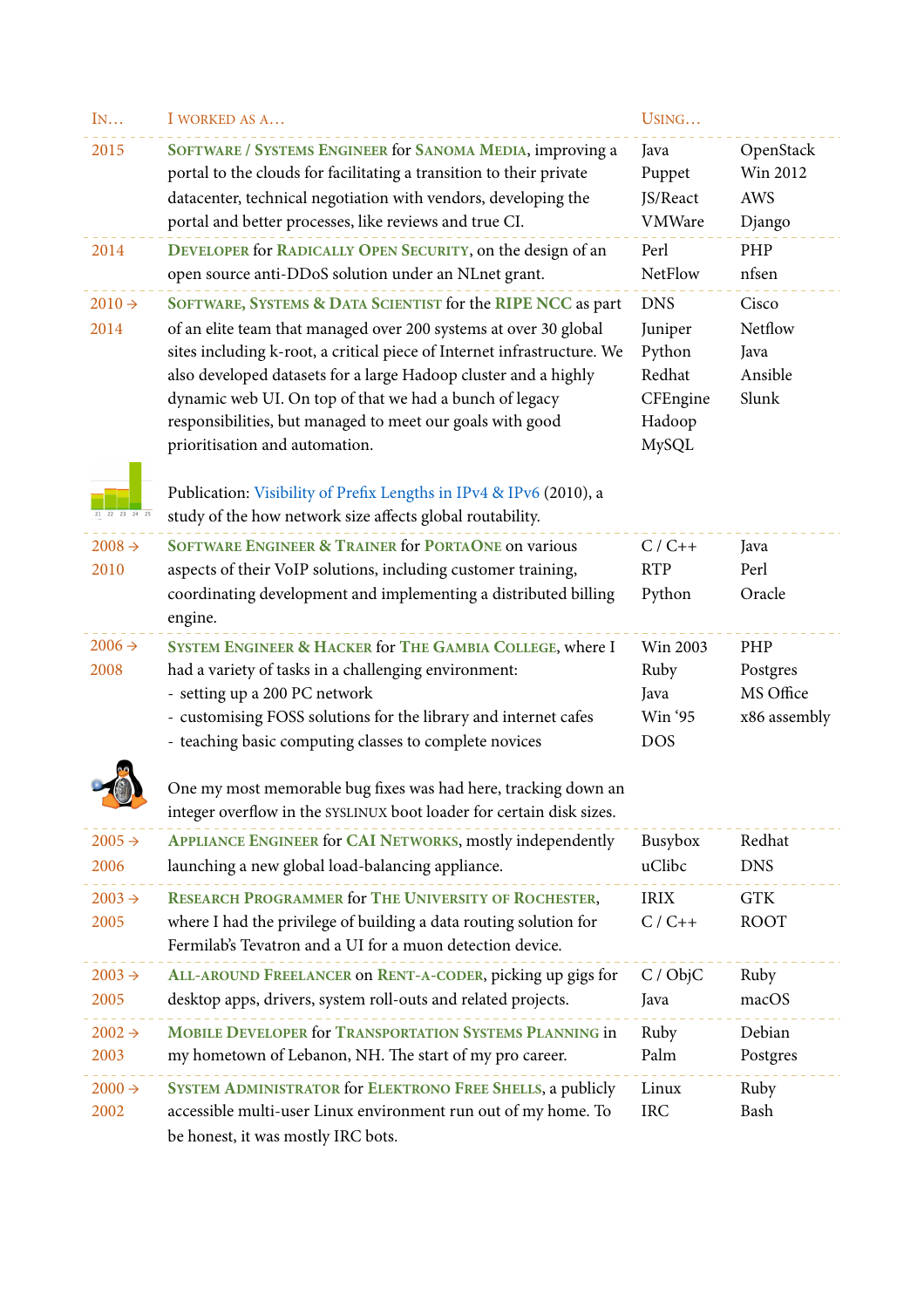| In… | I worked as a… | Using… | |
|---|---|---|---|
| 2015 | **Software / Systems Engineer** for **Sanoma Media**, improving a portal to the clouds for facilitating a transition to their private datacenter, technical negotiation with vendors, developing the portal and better processes, like reviews and true CI. | Java<br>Puppet<br>JS/React<br>VMWare | OpenStack<br>Win 2012<br>AWS<br>Django |
| 2014 | **Developer** for **Radically Open Security**, on the design of an open source anti-DDoS solution under an NLnet grant. | Perl<br>NetFlow | PHP<br>nfsen |
| 2010 → 2014 | **Software, Systems & Data Scientist** for the **RIPE NCC** as part of an elite team that managed over 200 systems at over 30 global sites including k-root, a critical piece of Internet infrastructure. We also developed datasets for a large Hadoop cluster and a highly dynamic web UI. On top of that we had a bunch of legacy responsibilities, but managed to meet our goals with good prioritisation and automation.<br><br>Publication: Visibility of Prefix Lengths in IPv4 & IPv6 (2010), a study of the how network size affects global routability. | DNS<br>Juniper<br>Python<br>Redhat<br>CFEngine<br>Hadoop<br>MySQL | Cisco<br>Netflow<br>Java<br>Ansible<br>Slunk |
| 2008 → 2010 | **Software Engineer & Trainer** for **PortaOne** on various aspects of their VoIP solutions, including customer training, coordinating development and implementing a distributed billing engine. | C / C++<br>RTP<br>Python | Java<br>Perl<br>Oracle |
| 2006 → 2008 | **System Engineer & Hacker** for **The Gambia College**, where I had a variety of tasks in a challenging environment:<br>- setting up a 200 PC network<br>- customising FOSS solutions for the library and internet cafes<br>- teaching basic computing classes to complete novices<br><br>One my most memorable bug fixes was had here, tracking down an integer overflow in the SYSLINUX boot loader for certain disk sizes. | Win 2003<br>Ruby<br>Java<br>Win '95<br>DOS | PHP<br>Postgres<br>MS Office<br>x86 assembly |
| 2005 → 2006 | **Appliance Engineer** for **CAI Networks**, mostly independently launching a new global load-balancing appliance. | Busybox<br>uClibc | Redhat<br>DNS |
| 2003 → 2005 | **Research Programmer** for **The University of Rochester**, where I had the privilege of building a data routing solution for Fermilab's Tevatron and a UI for a muon detection device. | IRIX<br>C / C++ | GTK<br>ROOT |
| 2003 → 2005 | **All-around Freelancer** on **Rent-a-Coder**, picking up gigs for desktop apps, drivers, system roll-outs and related projects. | C / ObjC<br>Java | Ruby<br>macOS |
| 2002 → 2003 | **Mobile Developer** for **Transportation Systems Planning** in my hometown of Lebanon, NH. The start of my pro career. | Ruby<br>Palm | Debian<br>Postgres |
| 2000 → 2002 | **System Administrator** for **Elektrono Free Shells**, a publicly accessible multi-user Linux environment run out of my home. To be honest, it was mostly IRC bots. | Linux<br>IRC | Ruby<br>Bash |